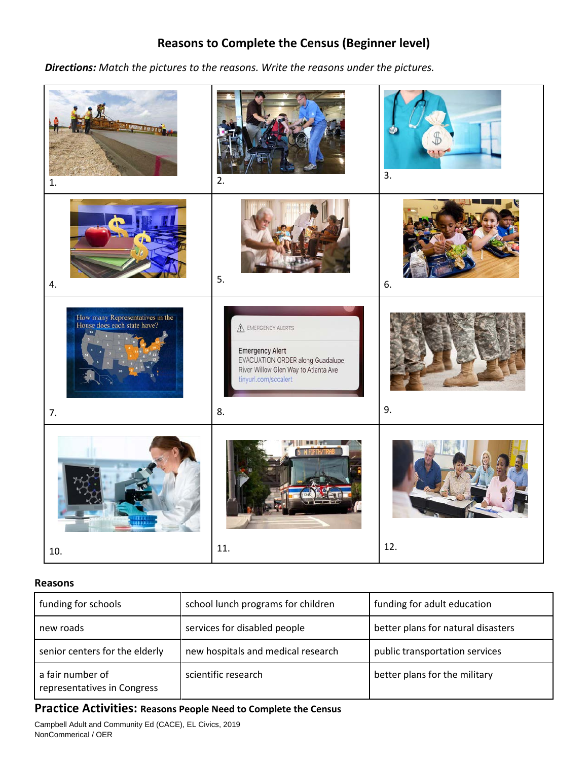# Reasons to Complete the Census (Beginner level)

***Directions:*** *Match the pictures to the reasons. Write the reasons under the pictures.*

| | | |
|---|---|---|
| 1. | 2. | 3. |
| 4. | 5. | 6. |
| 7. | 8. | 9. |
| 10. | 11. | 12. |

**Reasons**

| | | |
|---|---|---|
| funding for schools | school lunch programs for children | funding for adult education |
| new roads | services for disabled people | better plans for natural disasters |
| senior centers for the elderly | new hospitals and medical research | public transportation services |
| a fair number of representatives in Congress | scientific research | better plans for the military |

**Practice Activities: Reasons People Need to Complete the Census**

Campbell Adult and Community Ed (CACE), EL Civics, 2019
NonCommerical / OER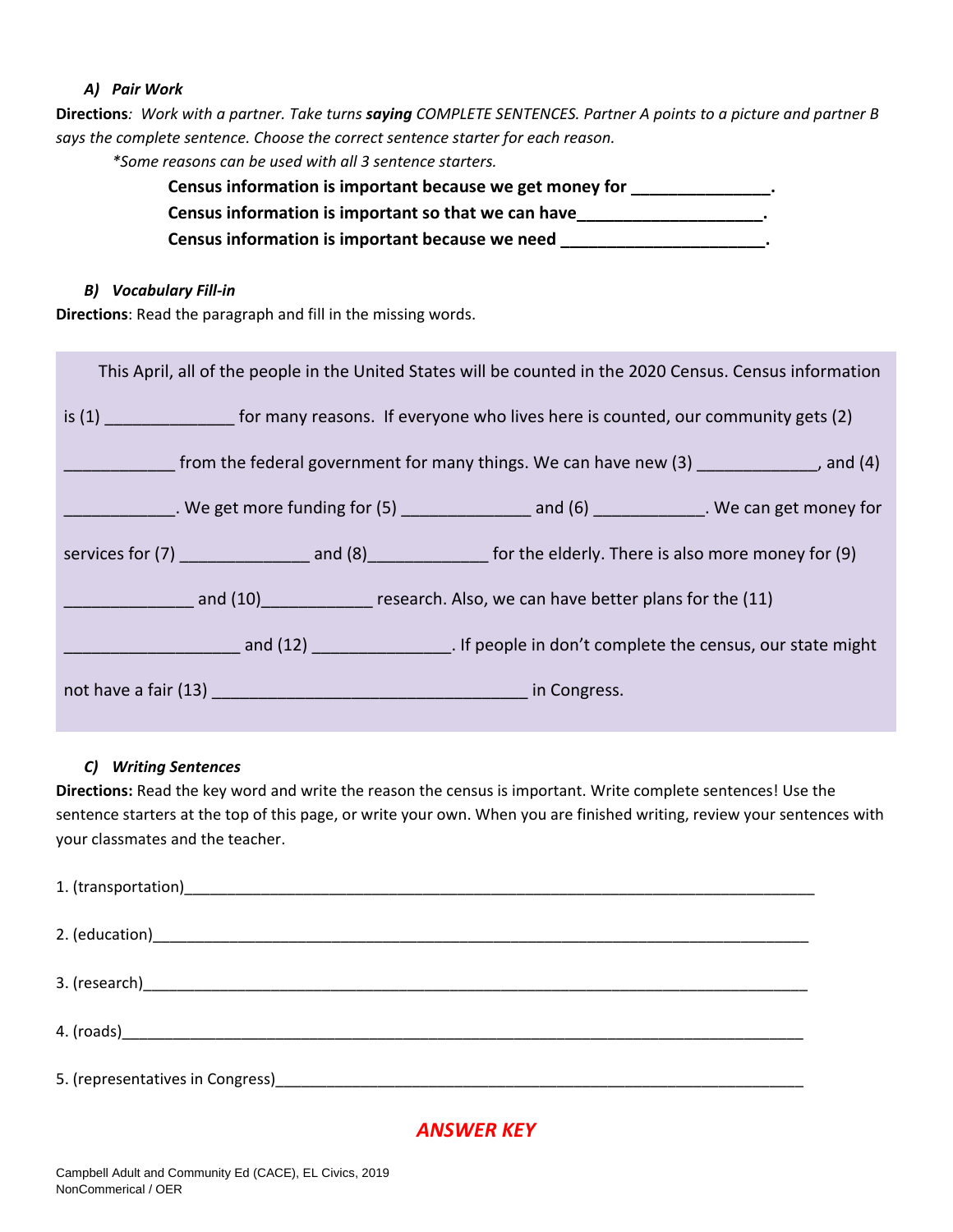### *A) Pair Work*

**Directions***: Work with a partner. Take turns* ***saying*** *COMPLETE SENTENCES. Partner A points to a picture and partner B says the complete sentence. Choose the correct sentence starter for each reason.*

*\*Some reasons can be used with all 3 sentence starters.*

**Census information is important because we get money for _______________.**

**Census information is important so that we can have____________________.**

**Census information is important because we need ______________________.**

### *B) Vocabulary Fill-in*

**Directions**: Read the paragraph and fill in the missing words.

This April, all of the people in the United States will be counted in the 2020 Census. Census information is (1) ______________ for many reasons. If everyone who lives here is counted, our community gets (2) ____________ from the federal government for many things. We can have new (3) _____________, and (4) ____________. We get more funding for (5) ______________ and (6) ____________. We can get money for services for (7) ______________ and (8)_____________ for the elderly. There is also more money for (9) ______________ and (10)____________ research. Also, we can have better plans for the (11) ___________________ and (12) _______________. If people in don't complete the census, our state might not have a fair (13) __________________________________ in Congress.

### *C) Writing Sentences*

**Directions:** Read the key word and write the reason the census is important. Write complete sentences! Use the sentence starters at the top of this page, or write your own. When you are finished writing, review your sentences with your classmates and the teacher.

1. (transportation)_____________________________________________________________________________

2. (education)________________________________________________________________________________

3. (research)_________________________________________________________________________________

4. (roads)____________________________________________________________________________________

5. (representatives in Congress)_________________________________________________________________

***ANSWER KEY***

Campbell Adult and Community Ed (CACE), EL Civics, 2019
NonCommerical / OER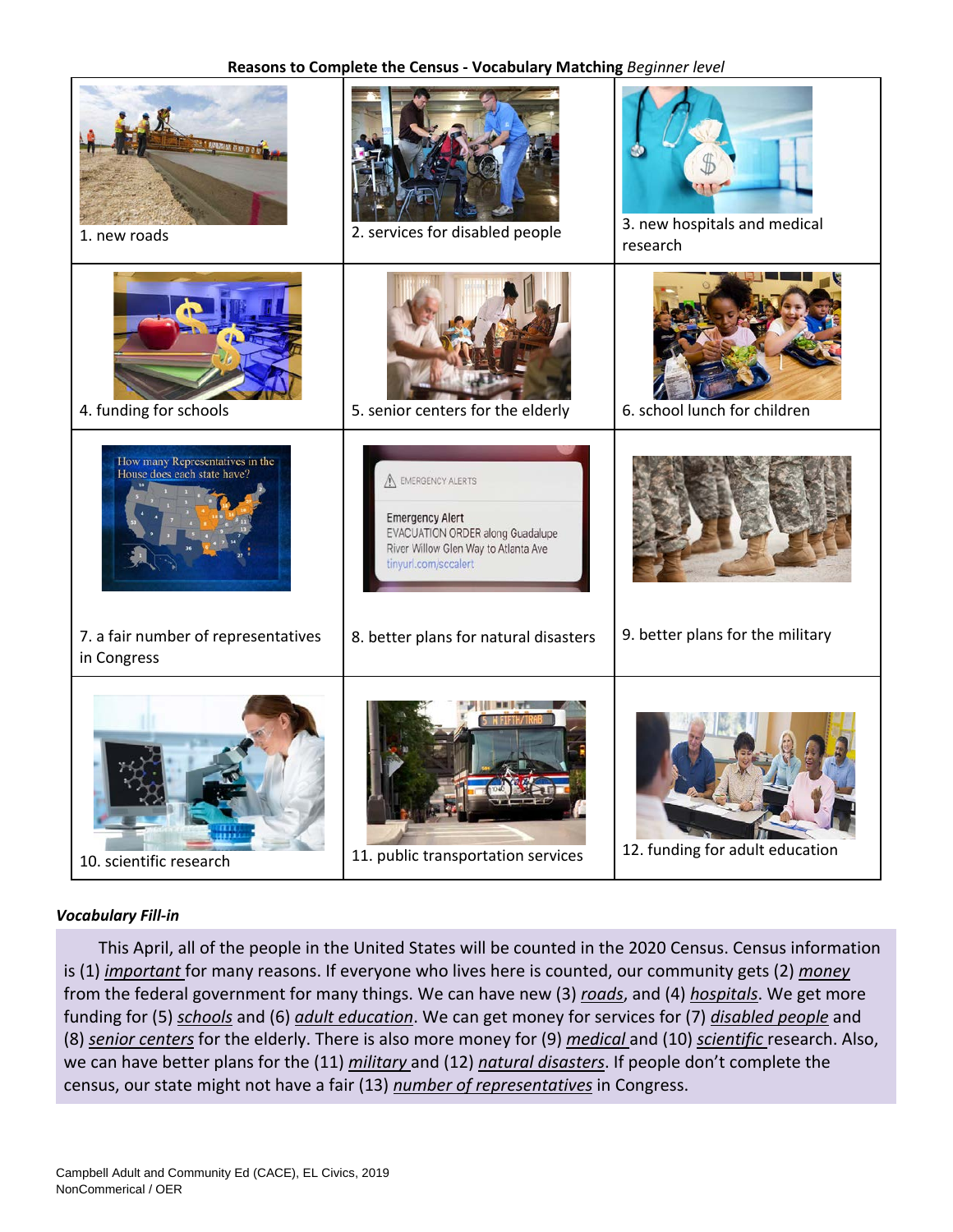**Reasons to Complete the Census - Vocabulary Matching** *Beginner level*

| | | |
|---|---|---|
| 1. new roads | 2. services for disabled people | 3. new hospitals and medical research |
| 4. funding for schools | 5. senior centers for the elderly | 6. school lunch for children |
| 7. a fair number of representatives in Congress | 8. better plans for natural disasters | 9. better plans for the military |
| 10. scientific research | 11. public transportation services | 12. funding for adult education |

***Vocabulary Fill-in***

This April, all of the people in the United States will be counted in the 2020 Census. Census information is (1) *important* for many reasons. If everyone who lives here is counted, our community gets (2) *money* from the federal government for many things. We can have new (3) *roads*, and (4) *hospitals*. We get more funding for (5) *schools* and (6) *adult education*. We can get money for services for (7) *disabled people* and (8) *senior centers* for the elderly. There is also more money for (9) *medical* and (10) *scientific* research. Also, we can have better plans for the (11) *military* and (12) *natural disasters*. If people don't complete the census, our state might not have a fair (13) *number of representatives* in Congress.

Campbell Adult and Community Ed (CACE), EL Civics, 2019
NonCommercial / OER